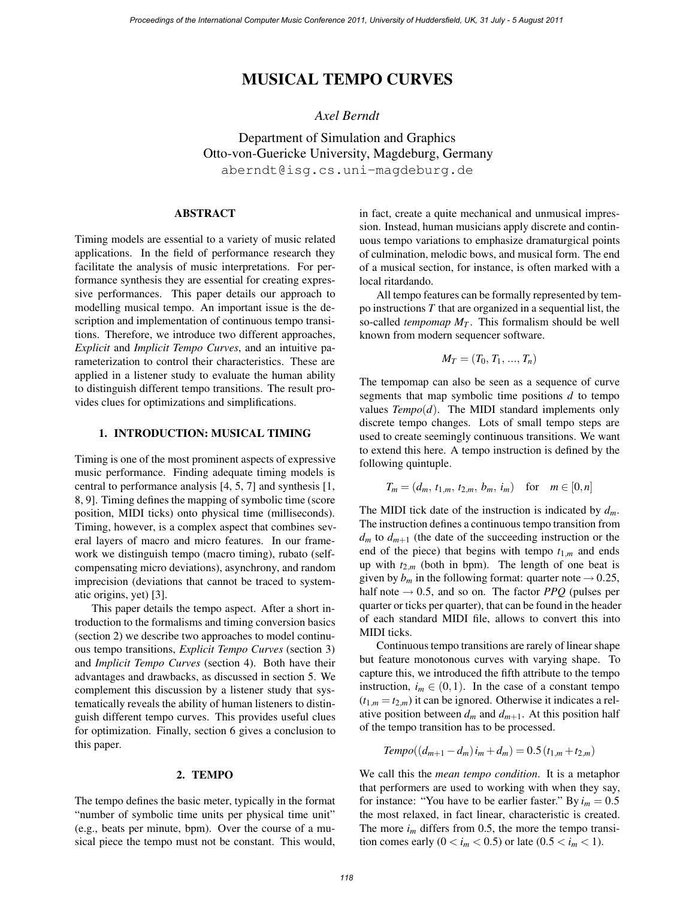# MUSICAL TEMPO CURVES

*Axel Berndt*

Department of Simulation and Graphics
Otto-von-Guericke University, Magdeburg, Germany
aberndt@isg.cs.uni-magdeburg.de

## ABSTRACT

Timing models are essential to a variety of music related applications. In the field of performance research they facilitate the analysis of music interpretations. For performance synthesis they are essential for creating expressive performances. This paper details our approach to modelling musical tempo. An important issue is the description and implementation of continuous tempo transitions. Therefore, we introduce two different approaches, *Explicit* and *Implicit Tempo Curves*, and an intuitive parameterization to control their characteristics. These are applied in a listener study to evaluate the human ability to distinguish different tempo transitions. The result provides clues for optimizations and simplifications.

## 1. INTRODUCTION: MUSICAL TIMING

Timing is one of the most prominent aspects of expressive music performance. Finding adequate timing models is central to performance analysis [4, 5, 7] and synthesis [1, 8, 9]. Timing defines the mapping of symbolic time (score position, MIDI ticks) onto physical time (milliseconds). Timing, however, is a complex aspect that combines several layers of macro and micro features. In our framework we distinguish tempo (macro timing), rubato (self-compensating micro deviations), asynchrony, and random imprecision (deviations that cannot be traced to systematic origins, yet) [3].

This paper details the tempo aspect. After a short introduction to the formalisms and timing conversion basics (section 2) we describe two approaches to model continuous tempo transitions, *Explicit Tempo Curves* (section 3) and *Implicit Tempo Curves* (section 4). Both have their advantages and drawbacks, as discussed in section 5. We complement this discussion by a listener study that systematically reveals the ability of human listeners to distinguish different tempo curves. This provides useful clues for optimization. Finally, section 6 gives a conclusion to this paper.

## 2. TEMPO

The tempo defines the basic meter, typically in the format "number of symbolic time units per physical time unit" (e.g., beats per minute, bpm). Over the course of a musical piece the tempo must not be constant. This would, in fact, create a quite mechanical and unmusical impression. Instead, human musicians apply discrete and continuous tempo variations to emphasize dramaturgical points of culmination, melodic bows, and musical form. The end of a musical section, for instance, is often marked with a local ritardando.

All tempo features can be formally represented by tempo instructions $T$ that are organized in a sequential list, the so-called *tempomap* $M_T$. This formalism should be well known from modern sequencer software.

$$M_T = (T_0, T_1, ..., T_n)$$

The tempomap can also be seen as a sequence of curve segments that map symbolic time positions $d$ to tempo values $Tempo(d)$. The MIDI standard implements only discrete tempo changes. Lots of small tempo steps are used to create seemingly continuous transitions. We want to extend this here. A tempo instruction is defined by the following quintuple.

$$T_m = (d_m,\, t_{1,m},\, t_{2,m},\, b_m,\, i_m) \quad \text{for} \quad m \in [0,n]$$

The MIDI tick date of the instruction is indicated by $d_m$. The instruction defines a continuous tempo transition from $d_m$ to $d_{m+1}$ (the date of the succeeding instruction or the end of the piece) that begins with tempo $t_{1,m}$ and ends up with $t_{2,m}$ (both in bpm). The length of one beat is given by $b_m$ in the following format: quarter note $\rightarrow 0.25$, half note $\rightarrow 0.5$, and so on. The factor *PPQ* (pulses per quarter or ticks per quarter), that can be found in the header of each standard MIDI file, allows to convert this into MIDI ticks.

Continuous tempo transitions are rarely of linear shape but feature monotonous curves with varying shape. To capture this, we introduced the fifth attribute to the tempo instruction, $i_m \in (0,1)$. In the case of a constant tempo ($t_{1,m} = t_{2,m}$) it can be ignored. Otherwise it indicates a relative position between $d_m$ and $d_{m+1}$. At this position half of the tempo transition has to be processed.

$$Tempo((d_{m+1} - d_m)\, i_m + d_m) = 0.5\,(t_{1,m} + t_{2,m})$$

We call this the *mean tempo condition*. It is a metaphor that performers are used to working with when they say, for instance: "You have to be earlier faster." By $i_m = 0.5$ the most relaxed, in fact linear, characteristic is created. The more $i_m$ differs from 0.5, the more the tempo transition comes early ($0 < i_m < 0.5$) or late ($0.5 < i_m < 1$).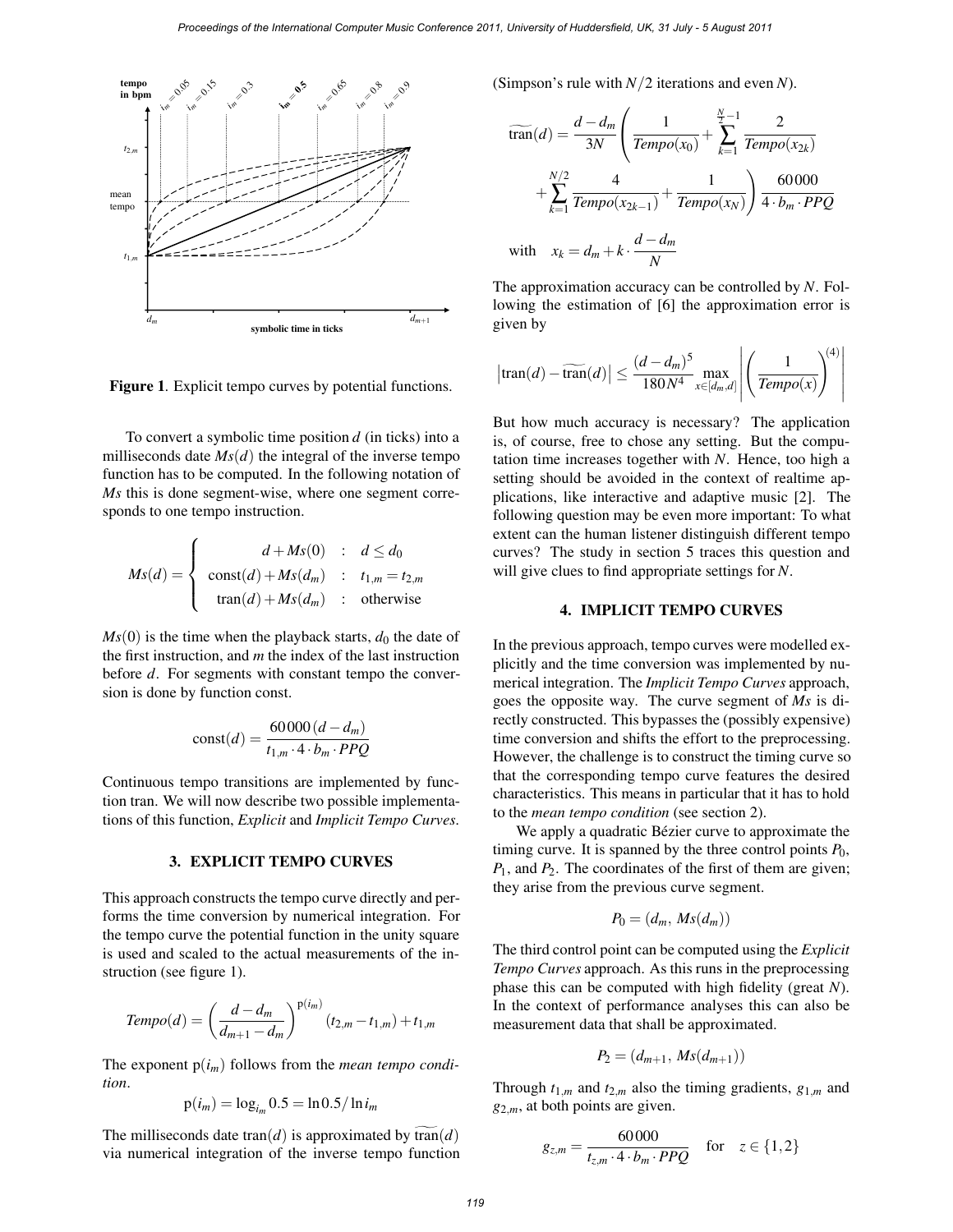Figure 1. Explicit tempo curves by potential functions.

To convert a symbolic time position $d$ (in ticks) into a milliseconds date $Ms(d)$ the integral of the inverse tempo function has to be computed. In the following notation of $Ms$ this is done segment-wise, where one segment corresponds to one tempo instruction.

$$Ms(d) = \begin{cases} d + Ms(0) & : \quad d \leq d_0 \\ \text{const}(d) + Ms(d_m) & : \quad t_{1,m} = t_{2,m} \\ \text{tran}(d) + Ms(d_m) & : \quad \text{otherwise} \end{cases}$$

$Ms(0)$ is the time when the playback starts, $d_0$ the date of the first instruction, and $m$ the index of the last instruction before $d$. For segments with constant tempo the conversion is done by function const.

$$\text{const}(d) = \frac{60\,000\,(d - d_m)}{t_{1,m} \cdot 4 \cdot b_m \cdot PPQ}$$

Continuous tempo transitions are implemented by function tran. We will now describe two possible implementations of this function, *Explicit* and *Implicit Tempo Curves*.

## 3. EXPLICIT TEMPO CURVES

This approach constructs the tempo curve directly and performs the time conversion by numerical integration. For the tempo curve the potential function in the unity square is used and scaled to the actual measurements of the instruction (see figure 1).

$$Tempo(d) = \left(\frac{d - d_m}{d_{m+1} - d_m}\right)^{\text{p}(i_m)} (t_{2,m} - t_{1,m}) + t_{1,m}$$

The exponent $\text{p}(i_m)$ follows from the *mean tempo condition*.

$$\text{p}(i_m) = \log_{i_m} 0.5 = \ln 0.5 / \ln i_m$$

The milliseconds date $\text{tran}(d)$ is approximated by $\widetilde{\text{tran}}(d)$ via numerical integration of the inverse tempo function (Simpson's rule with $N/2$ iterations and even $N$).

$$\widetilde{\text{tran}}(d) = \frac{d - d_m}{3N} \left( \frac{1}{Tempo(x_0)} + \sum_{k=1}^{\frac{N}{2}-1} \frac{2}{Tempo(x_{2k})} + \sum_{k=1}^{N/2} \frac{4}{Tempo(x_{2k-1})} + \frac{1}{Tempo(x_N)} \right) \frac{60\,000}{4 \cdot b_m \cdot PPQ}$$

$$\text{with} \quad x_k = d_m + k \cdot \frac{d - d_m}{N}$$

The approximation accuracy can be controlled by $N$. Following the estimation of [6] the approximation error is given by

$$\left|\text{tran}(d) - \widetilde{\text{tran}}(d)\right| \leq \frac{(d - d_m)^5}{180 N^4} \max_{x \in [d_m, d]} \left| \left( \frac{1}{Tempo(x)} \right)^{(4)} \right|$$

But how much accuracy is necessary? The application is, of course, free to chose any setting. But the computation time increases together with $N$. Hence, too high a setting should be avoided in the context of realtime applications, like interactive and adaptive music [2]. The following question may be even more important: To what extent can the human listener distinguish different tempo curves? The study in section 5 traces this question and will give clues to find appropriate settings for $N$.

## 4. IMPLICIT TEMPO CURVES

In the previous approach, tempo curves were modelled explicitly and the time conversion was implemented by numerical integration. The *Implicit Tempo Curves* approach, goes the opposite way. The curve segment of $Ms$ is directly constructed. This bypasses the (possibly expensive) time conversion and shifts the effort to the preprocessing. However, the challenge is to construct the timing curve so that the corresponding tempo curve features the desired characteristics. This means in particular that it has to hold to the *mean tempo condition* (see section 2).

We apply a quadratic Bézier curve to approximate the timing curve. It is spanned by the three control points $P_0$, $P_1$, and $P_2$. The coordinates of the first of them are given; they arise from the previous curve segment.

$$P_0 = (d_m,\, Ms(d_m))$$

The third control point can be computed using the *Explicit Tempo Curves* approach. As this runs in the preprocessing phase this can be computed with high fidelity (great $N$). In the context of performance analyses this can also be measurement data that shall be approximated.

$$P_2 = (d_{m+1},\, Ms(d_{m+1}))$$

Through $t_{1,m}$ and $t_{2,m}$ also the timing gradients, $g_{1,m}$ and $g_{2,m}$, at both points are given.

$$g_{z,m} = \frac{60\,000}{t_{z,m} \cdot 4 \cdot b_m \cdot PPQ} \quad \text{for} \quad z \in \{1, 2\}$$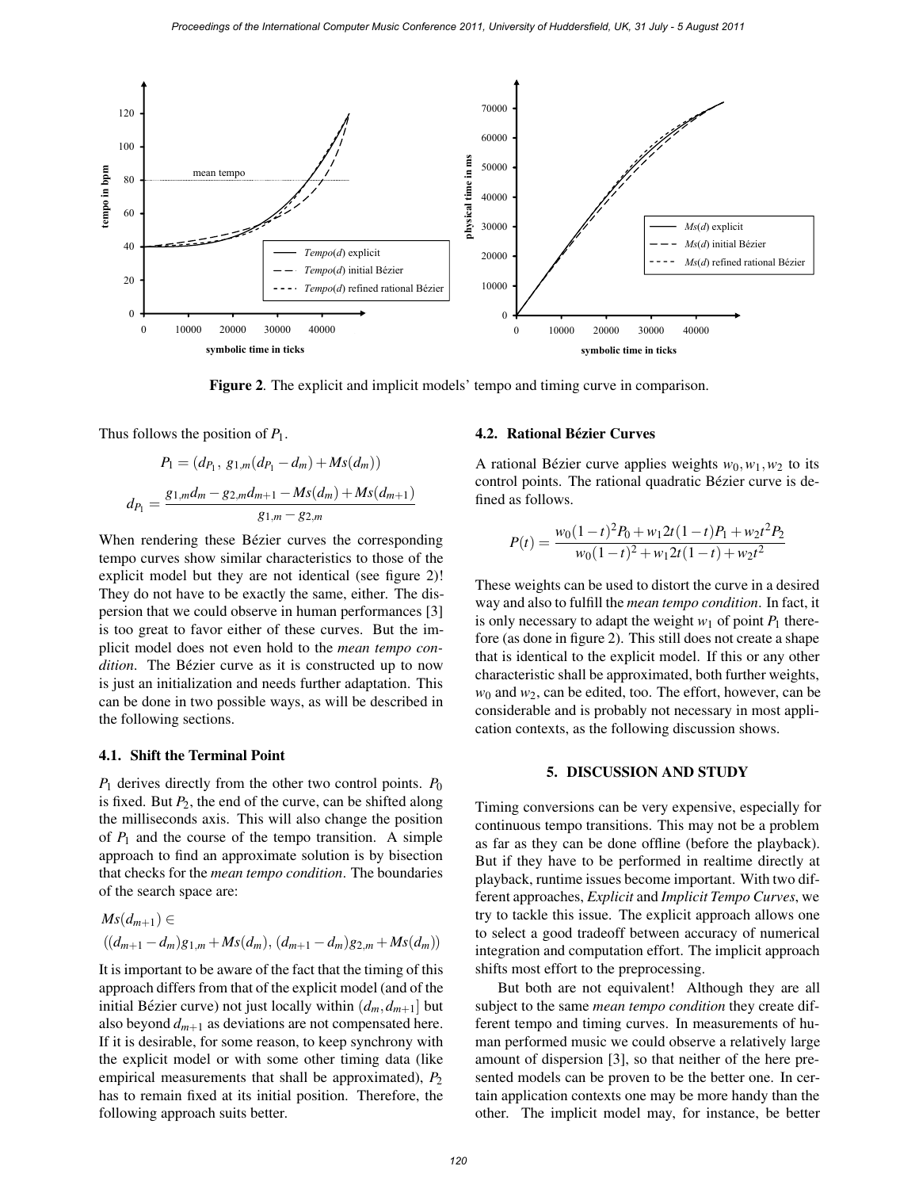**Figure 2**. The explicit and implicit models' tempo and timing curve in comparison.

Thus follows the position of $P_1$.

$$P_1 = (d_{P_1},\ g_{1,m}(d_{P_1} - d_m) + Ms(d_m))$$

$$d_{P_1} = \frac{g_{1,m}d_m - g_{2,m}d_{m+1} - Ms(d_m) + Ms(d_{m+1})}{g_{1,m} - g_{2,m}}$$

When rendering these Bézier curves the corresponding tempo curves show similar characteristics to those of the explicit model but they are not identical (see figure 2)! They do not have to be exactly the same, either. The dispersion that we could observe in human performances [3] is too great to favor either of these curves. But the implicit model does not even hold to the *mean tempo condition*. The Bézier curve as it is constructed up to now is just an initialization and needs further adaptation. This can be done in two possible ways, as will be described in the following sections.

### 4.1. Shift the Terminal Point

$P_1$ derives directly from the other two control points. $P_0$ is fixed. But $P_2$, the end of the curve, can be shifted along the milliseconds axis. This will also change the position of $P_1$ and the course of the tempo transition. A simple approach to find an approximate solution is by bisection that checks for the *mean tempo condition*. The boundaries of the search space are:

$$Ms(d_{m+1}) \in$$
$$((d_{m+1} - d_m)g_{1,m} + Ms(d_m),\ (d_{m+1} - d_m)g_{2,m} + Ms(d_m))$$

It is important to be aware of the fact that the timing of this approach differs from that of the explicit model (and of the initial Bézier curve) not just locally within $(d_m, d_{m+1}]$ but also beyond $d_{m+1}$ as deviations are not compensated here. If it is desirable, for some reason, to keep synchrony with the explicit model or with some other timing data (like empirical measurements that shall be approximated), $P_2$ has to remain fixed at its initial position. Therefore, the following approach suits better.

### 4.2. Rational Bézier Curves

A rational Bézier curve applies weights $w_0, w_1, w_2$ to its control points. The rational quadratic Bézier curve is defined as follows.

$$P(t) = \frac{w_0(1-t)^2 P_0 + w_1 2t(1-t) P_1 + w_2 t^2 P_2}{w_0(1-t)^2 + w_1 2t(1-t) + w_2 t^2}$$

These weights can be used to distort the curve in a desired way and also to fulfill the *mean tempo condition*. In fact, it is only necessary to adapt the weight $w_1$ of point $P_1$ therefore (as done in figure 2). This still does not create a shape that is identical to the explicit model. If this or any other characteristic shall be approximated, both further weights, $w_0$ and $w_2$, can be edited, too. The effort, however, can be considerable and is probably not necessary in most application contexts, as the following discussion shows.

## 5. DISCUSSION AND STUDY

Timing conversions can be very expensive, especially for continuous tempo transitions. This may not be a problem as far as they can be done offline (before the playback). But if they have to be performed in realtime directly at playback, runtime issues become important. With two different approaches, *Explicit* and *Implicit Tempo Curves*, we try to tackle this issue. The explicit approach allows one to select a good tradeoff between accuracy of numerical integration and computation effort. The implicit approach shifts most effort to the preprocessing.

But both are not equivalent! Although they are all subject to the same *mean tempo condition* they create different tempo and timing curves. In measurements of human performed music we could observe a relatively large amount of dispersion [3], so that neither of the here presented models can be proven to be the better one. In certain application contexts one may be more handy than the other. The implicit model may, for instance, be better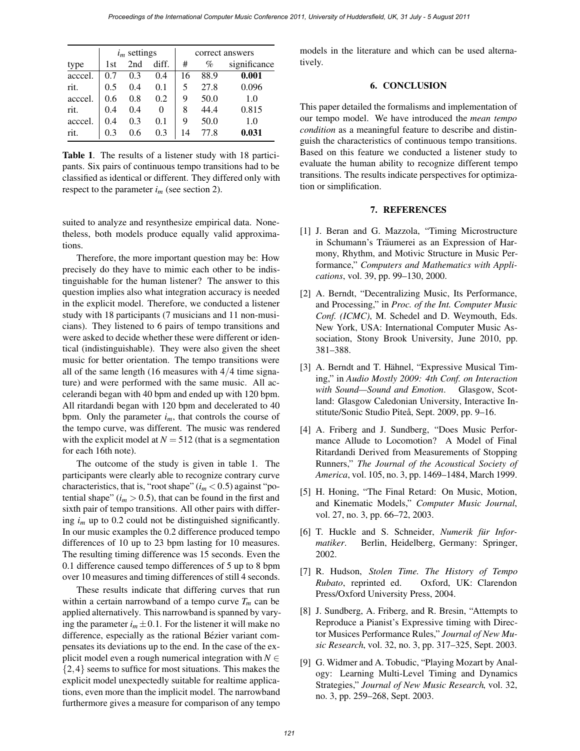| type | $i_m$ settings | | | correct answers | | |
|---|---|---|---|---|---|---|
| | 1st | 2nd | diff. | # | % | significance |
| acccel. | 0.7 | 0.3 | 0.4 | 16 | 88.9 | **0.001** |
| rit. | 0.5 | 0.4 | 0.1 | 5 | 27.8 | 0.096 |
| acccel. | 0.6 | 0.8 | 0.2 | 9 | 50.0 | 1.0 |
| rit. | 0.4 | 0.4 | 0 | 8 | 44.4 | 0.815 |
| acccel. | 0.4 | 0.3 | 0.1 | 9 | 50.0 | 1.0 |
| rit. | 0.3 | 0.6 | 0.3 | 14 | 77.8 | **0.031** |

**Table 1**. The results of a listener study with 18 participants. Six pairs of continuous tempo transitions had to be classified as identical or different. They differed only with respect to the parameter $i_m$ (see section 2).

suited to analyze and resynthesize empirical data. Nonetheless, both models produce equally valid approximations.

Therefore, the more important question may be: How precisely do they have to mimic each other to be indistinguishable for the human listener? The answer to this question implies also what integration accuracy is needed in the explicit model. Therefore, we conducted a listener study with 18 participants (7 musicians and 11 non-musicians). They listened to 6 pairs of tempo transitions and were asked to decide whether these were different or identical (indistinguishable). They were also given the sheet music for better orientation. The tempo transitions were all of the same length (16 measures with $4/4$ time signature) and were performed with the same music. All accelerandi began with 40 bpm and ended up with 120 bpm. All ritardandi began with 120 bpm and decelerated to 40 bpm. Only the parameter $i_m$, that controls the course of the tempo curve, was different. The music was rendered with the explicit model at $N = 512$ (that is a segmentation for each 16th note).

The outcome of the study is given in table 1. The participants were clearly able to recognize contrary curve characteristics, that is, "root shape" ($i_m < 0.5$) against "potential shape" ($i_m > 0.5$), that can be found in the first and sixth pair of tempo transitions. All other pairs with differing $i_m$ up to 0.2 could not be distinguished significantly. In our music examples the 0.2 difference produced tempo differences of 10 up to 23 bpm lasting for 10 measures. The resulting timing difference was 15 seconds. Even the 0.1 difference caused tempo differences of 5 up to 8 bpm over 10 measures and timing differences of still 4 seconds.

These results indicate that differing curves that run within a certain narrowband of a tempo curve $T_m$ can be applied alternatively. This narrowband is spanned by varying the parameter $i_m \pm 0.1$. For the listener it will make no difference, especially as the rational Bézier variant compensates its deviations up to the end. In the case of the explicit model even a rough numerical integration with $N \in \{2, 4\}$ seems to suffice for most situations. This makes the explicit model unexpectedly suitable for realtime applications, even more than the implicit model. The narrowband furthermore gives a measure for comparison of any tempo models in the literature and which can be used alternatively.

## 6. CONCLUSION

This paper detailed the formalisms and implementation of our tempo model. We have introduced the *mean tempo condition* as a meaningful feature to describe and distinguish the characteristics of continuous tempo transitions. Based on this feature we conducted a listener study to evaluate the human ability to recognize different tempo transitions. The results indicate perspectives for optimization or simplification.

## 7. REFERENCES

[1] J. Beran and G. Mazzola, "Timing Microstructure in Schumann's Träumerei as an Expression of Harmony, Rhythm, and Motivic Structure in Music Performance," *Computers and Mathematics with Applications*, vol. 39, pp. 99–130, 2000.

[2] A. Berndt, "Decentralizing Music, Its Performance, and Processing," in *Proc. of the Int. Computer Music Conf. (ICMC)*, M. Schedel and D. Weymouth, Eds. New York, USA: International Computer Music Association, Stony Brook University, June 2010, pp. 381–388.

[3] A. Berndt and T. Hähnel, "Expressive Musical Timing," in *Audio Mostly 2009: 4th Conf. on Interaction with Sound—Sound and Emotion*. Glasgow, Scotland: Glasgow Caledonian University, Interactive Institute/Sonic Studio Piteå, Sept. 2009, pp. 9–16.

[4] A. Friberg and J. Sundberg, "Does Music Performance Allude to Locomotion? A Model of Final Ritardandi Derived from Measurements of Stopping Runners," *The Journal of the Acoustical Society of America*, vol. 105, no. 3, pp. 1469–1484, March 1999.

[5] H. Honing, "The Final Retard: On Music, Motion, and Kinematic Models," *Computer Music Journal*, vol. 27, no. 3, pp. 66–72, 2003.

[6] T. Huckle and S. Schneider, *Numerik für Informatiker*. Berlin, Heidelberg, Germany: Springer, 2002.

[7] R. Hudson, *Stolen Time. The History of Tempo Rubato*, reprinted ed. Oxford, UK: Clarendon Press/Oxford University Press, 2004.

[8] J. Sundberg, A. Friberg, and R. Bresin, "Attempts to Reproduce a Pianist's Expressive timing with Director Musices Performance Rules," *Journal of New Music Research*, vol. 32, no. 3, pp. 317–325, Sept. 2003.

[9] G. Widmer and A. Tobudic, "Playing Mozart by Analogy: Learning Multi-Level Timing and Dynamics Strategies," *Journal of New Music Research*, vol. 32, no. 3, pp. 259–268, Sept. 2003.